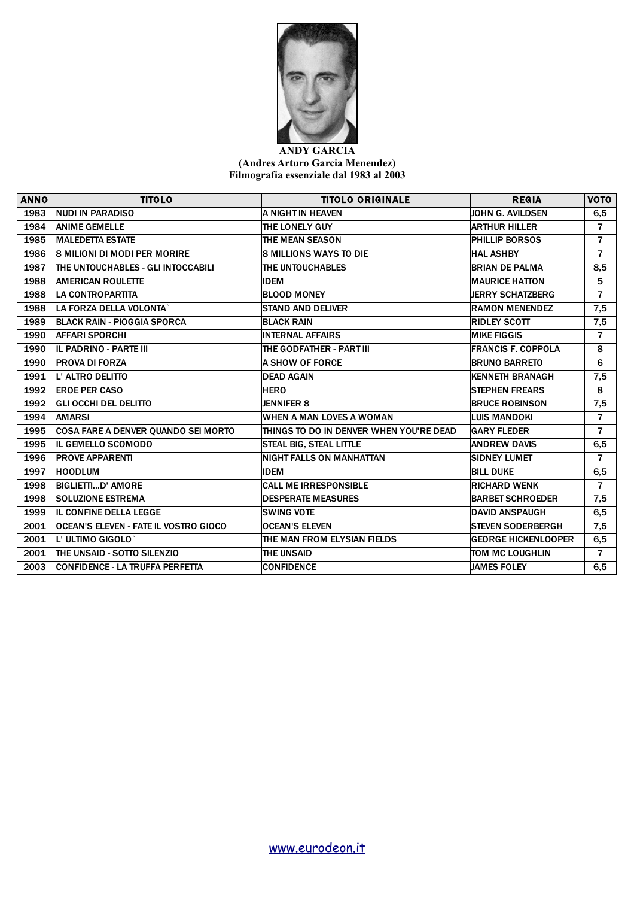**ANDY GARCIA**
**(Andres Arturo Garcia Menendez)**
**Filmografia essenziale dal 1983 al 2003**

| ANNO | TITOLO | TITOLO ORIGINALE | REGIA | VOTO |
|---|---|---|---|---|
| 1983 | NUDI IN PARADISO | A NIGHT IN HEAVEN | JOHN G. AVILDSEN | 6,5 |
| 1984 | ANIME GEMELLE | THE LONELY GUY | ARTHUR HILLER | 7 |
| 1985 | MALEDETTA ESTATE | THE MEAN SEASON | PHILLIP BORSOS | 7 |
| 1986 | 8 MILIONI DI MODI PER MORIRE | 8 MILLIONS WAYS TO DIE | HAL ASHBY | 7 |
| 1987 | THE UNTOUCHABLES - GLI INTOCCABILI | THE UNTOUCHABLES | BRIAN DE PALMA | 8,5 |
| 1988 | AMERICAN ROULETTE | IDEM | MAURICE HATTON | 5 |
| 1988 | LA CONTROPARTITA | BLOOD MONEY | JERRY SCHATZBERG | 7 |
| 1988 | LA FORZA DELLA VOLONTA` | STAND AND DELIVER | RAMON MENENDEZ | 7,5 |
| 1989 | BLACK RAIN - PIOGGIA SPORCA | BLACK RAIN | RIDLEY SCOTT | 7,5 |
| 1990 | AFFARI SPORCHI | INTERNAL AFFAIRS | MIKE FIGGIS | 7 |
| 1990 | IL PADRINO - PARTE III | THE GODFATHER - PART III | FRANCIS F. COPPOLA | 8 |
| 1990 | PROVA DI FORZA | A SHOW OF FORCE | BRUNO BARRETO | 6 |
| 1991 | L' ALTRO DELITTO | DEAD AGAIN | KENNETH BRANAGH | 7,5 |
| 1992 | EROE PER CASO | HERO | STEPHEN FREARS | 8 |
| 1992 | GLI OCCHI DEL DELITTO | JENNIFER 8 | BRUCE ROBINSON | 7,5 |
| 1994 | AMARSI | WHEN A MAN LOVES A WOMAN | LUIS MANDOKI | 7 |
| 1995 | COSA FARE A DENVER QUANDO SEI MORTO | THINGS TO DO IN DENVER WHEN YOU'RE DEAD | GARY FLEDER | 7 |
| 1995 | IL GEMELLO SCOMODO | STEAL BIG, STEAL LITTLE | ANDREW DAVIS | 6,5 |
| 1996 | PROVE APPARENTI | NIGHT FALLS ON MANHATTAN | SIDNEY LUMET | 7 |
| 1997 | HOODLUM | IDEM | BILL DUKE | 6,5 |
| 1998 | BIGLIETTI...D' AMORE | CALL ME IRRESPONSIBLE | RICHARD WENK | 7 |
| 1998 | SOLUZIONE ESTREMA | DESPERATE MEASURES | BARBET SCHROEDER | 7,5 |
| 1999 | IL CONFINE DELLA LEGGE | SWING VOTE | DAVID ANSPAUGH | 6,5 |
| 2001 | OCEAN'S ELEVEN - FATE IL VOSTRO GIOCO | OCEAN'S ELEVEN | STEVEN SODERBERGH | 7,5 |
| 2001 | L' ULTIMO GIGOLO` | THE MAN FROM ELYSIAN FIELDS | GEORGE HICKENLOOPER | 6,5 |
| 2001 | THE UNSAID - SOTTO SILENZIO | THE UNSAID | TOM MC LOUGHLIN | 7 |
| 2003 | CONFIDENCE - LA TRUFFA PERFETTA | CONFIDENCE | JAMES FOLEY | 6,5 |

www.eurodeon.it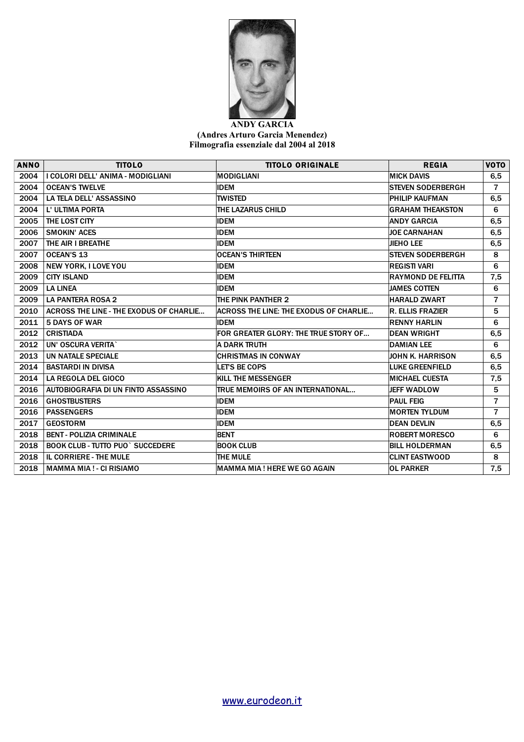**ANDY GARCIA**
**(Andres Arturo Garcia Menendez)**
**Filmografia essenziale dal 2004 al 2018**

| ANNO | TITOLO | TITOLO ORIGINALE | REGIA | VOTO |
|---|---|---|---|---|
| 2004 | I COLORI DELL' ANIMA - MODIGLIANI | MODIGLIANI | MICK DAVIS | 6,5 |
| 2004 | OCEAN'S TWELVE | IDEM | STEVEN SODERBERGH | 7 |
| 2004 | LA TELA DELL' ASSASSINO | TWISTED | PHILIP KAUFMAN | 6,5 |
| 2004 | L' ULTIMA PORTA | THE LAZARUS CHILD | GRAHAM THEAKSTON | 6 |
| 2005 | THE LOST CITY | IDEM | ANDY GARCIA | 6,5 |
| 2006 | SMOKIN' ACES | IDEM | JOE CARNAHAN | 6,5 |
| 2007 | THE AIR I BREATHE | IDEM | JIEHO LEE | 6,5 |
| 2007 | OCEAN'S 13 | OCEAN'S THIRTEEN | STEVEN SODERBERGH | 8 |
| 2008 | NEW YORK, I LOVE YOU | IDEM | REGISTI VARI | 6 |
| 2009 | CITY ISLAND | IDEM | RAYMOND DE FELITTA | 7,5 |
| 2009 | LA LINEA | IDEM | JAMES COTTEN | 6 |
| 2009 | LA PANTERA ROSA 2 | THE PINK PANTHER 2 | HARALD ZWART | 7 |
| 2010 | ACROSS THE LINE - THE EXODUS OF CHARLIE... | ACROSS THE LINE: THE EXODUS OF CHARLIE... | R. ELLIS FRAZIER | 5 |
| 2011 | 5 DAYS OF WAR | IDEM | RENNY HARLIN | 6 |
| 2012 | CRISTIADA | FOR GREATER GLORY: THE TRUE STORY OF... | DEAN WRIGHT | 6,5 |
| 2012 | UN' OSCURA VERITA` | A DARK TRUTH | DAMIAN LEE | 6 |
| 2013 | UN NATALE SPECIALE | CHRISTMAS IN CONWAY | JOHN K. HARRISON | 6,5 |
| 2014 | BASTARDI IN DIVISA | LET'S BE COPS | LUKE GREENFIELD | 6,5 |
| 2014 | LA REGOLA DEL GIOCO | KILL THE MESSENGER | MICHAEL CUESTA | 7,5 |
| 2016 | AUTOBIOGRAFIA DI UN FINTO ASSASSINO | TRUE MEMOIRS OF AN INTERNATIONAL... | JEFF WADLOW | 5 |
| 2016 | GHOSTBUSTERS | IDEM | PAUL FEIG | 7 |
| 2016 | PASSENGERS | IDEM | MORTEN TYLDUM | 7 |
| 2017 | GEOSTORM | IDEM | DEAN DEVLIN | 6,5 |
| 2018 | BENT - POLIZIA CRIMINALE | BENT | ROBERT MORESCO | 6 |
| 2018 | BOOK CLUB - TUTTO PUO` SUCCEDERE | BOOK CLUB | BILL HOLDERMAN | 6,5 |
| 2018 | IL CORRIERE - THE MULE | THE MULE | CLINT EASTWOOD | 8 |
| 2018 | MAMMA MIA ! - CI RISIAMO | MAMMA MIA ! HERE WE GO AGAIN | OL PARKER | 7,5 |

www.eurodeon.it